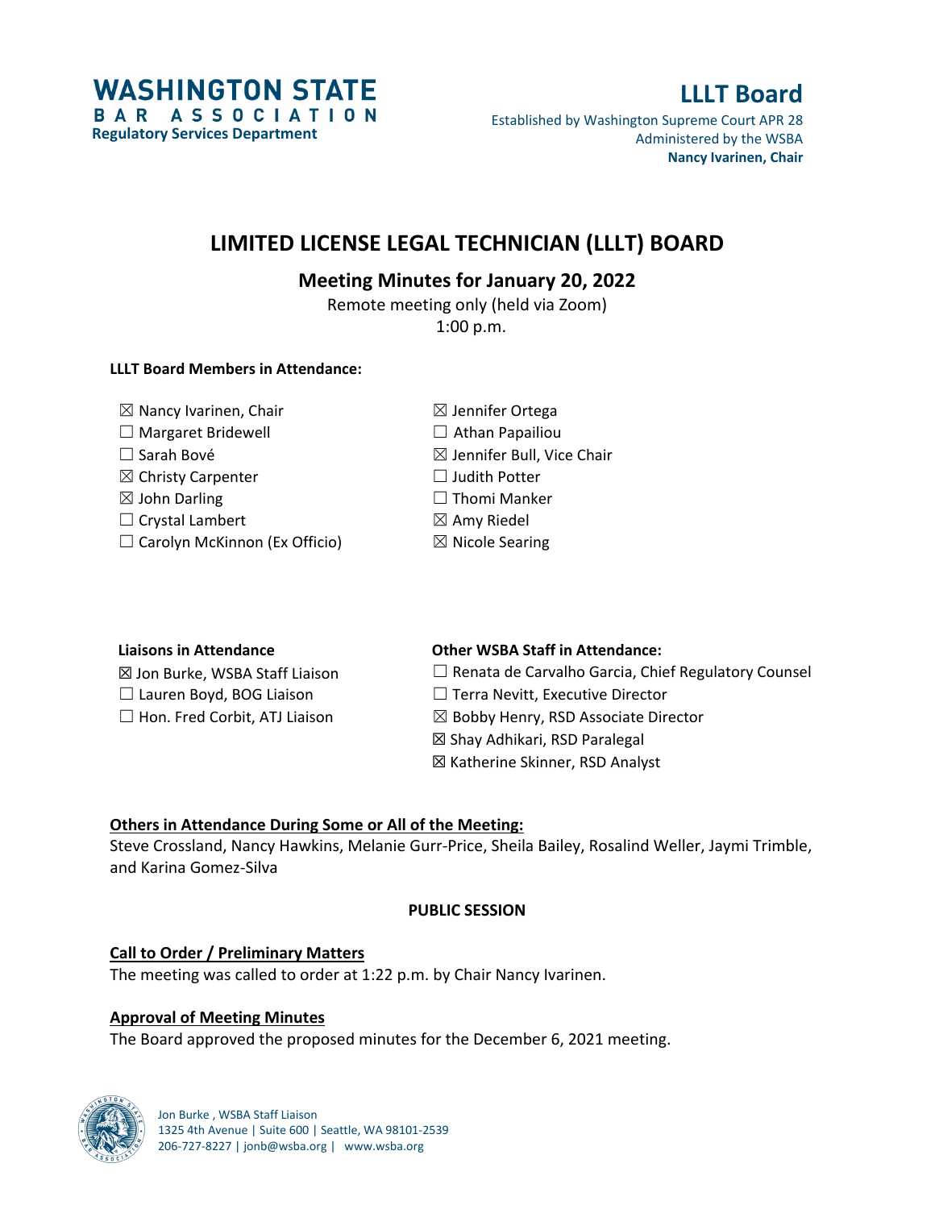**WASHINGTON STATE BAR ASSOCIATION**
**Regulatory Services Department**

**LLLT Board**
Established by Washington Supreme Court APR 28
Administered by the WSBA
**Nancy Ivarinen, Chair**

# LIMITED LICENSE LEGAL TECHNICIAN (LLLT) BOARD

## Meeting Minutes for January 20, 2022

Remote meeting only (held via Zoom)
1:00 p.m.

**LLLT Board Members in Attendance:**

☒ Nancy Ivarinen, Chair
☐ Margaret Bridewell
☐ Sarah Bové
☒ Christy Carpenter
☒ John Darling
☐ Crystal Lambert
☐ Carolyn McKinnon (Ex Officio)
☒ Jennifer Ortega
☐ Athan Papailiou
☒ Jennifer Bull, Vice Chair
☐ Judith Potter
☐ Thomi Manker
☒ Amy Riedel
☒ Nicole Searing

**Liaisons in Attendance**

☒ Jon Burke, WSBA Staff Liaison
☐ Lauren Boyd, BOG Liaison
☐ Hon. Fred Corbit, ATJ Liaison

**Other WSBA Staff in Attendance:**

☐ Renata de Carvalho Garcia, Chief Regulatory Counsel
☐ Terra Nevitt, Executive Director
☒ Bobby Henry, RSD Associate Director
☒ Shay Adhikari, RSD Paralegal
☒ Katherine Skinner, RSD Analyst

**Others in Attendance During Some or All of the Meeting:**
Steve Crossland, Nancy Hawkins, Melanie Gurr-Price, Sheila Bailey, Rosalind Weller, Jaymi Trimble, and Karina Gomez-Silva

**PUBLIC SESSION**

**Call to Order / Preliminary Matters**
The meeting was called to order at 1:22 p.m. by Chair Nancy Ivarinen.

**Approval of Meeting Minutes**
The Board approved the proposed minutes for the December 6, 2021 meeting.

Jon Burke , WSBA Staff Liaison
1325 4th Avenue | Suite 600 | Seattle, WA 98101-2539
206-727-8227 | jonb@wsba.org | www.wsba.org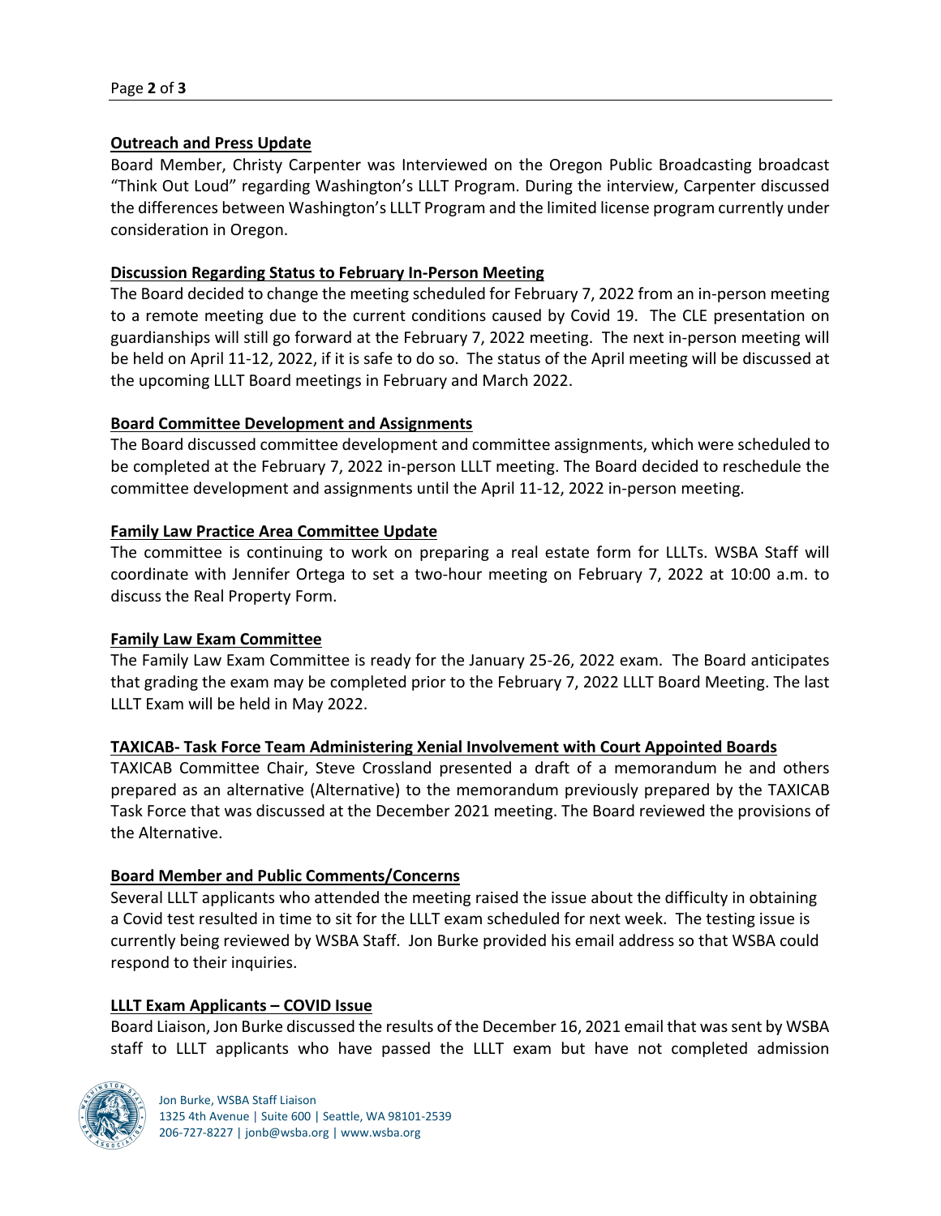**Outreach and Press Update**

Board Member, Christy Carpenter was Interviewed on the Oregon Public Broadcasting broadcast "Think Out Loud" regarding Washington's LLLT Program. During the interview, Carpenter discussed the differences between Washington's LLLT Program and the limited license program currently under consideration in Oregon.

**Discussion Regarding Status to February In-Person Meeting**

The Board decided to change the meeting scheduled for February 7, 2022 from an in-person meeting to a remote meeting due to the current conditions caused by Covid 19. The CLE presentation on guardianships will still go forward at the February 7, 2022 meeting. The next in-person meeting will be held on April 11-12, 2022, if it is safe to do so. The status of the April meeting will be discussed at the upcoming LLLT Board meetings in February and March 2022.

**Board Committee Development and Assignments**

The Board discussed committee development and committee assignments, which were scheduled to be completed at the February 7, 2022 in-person LLLT meeting. The Board decided to reschedule the committee development and assignments until the April 11-12, 2022 in-person meeting.

**Family Law Practice Area Committee Update**

The committee is continuing to work on preparing a real estate form for LLLTs. WSBA Staff will coordinate with Jennifer Ortega to set a two-hour meeting on February 7, 2022 at 10:00 a.m. to discuss the Real Property Form.

**Family Law Exam Committee**

The Family Law Exam Committee is ready for the January 25-26, 2022 exam. The Board anticipates that grading the exam may be completed prior to the February 7, 2022 LLLT Board Meeting. The last LLLT Exam will be held in May 2022.

**TAXICAB- Task Force Team Administering Xenial Involvement with Court Appointed Boards**

TAXICAB Committee Chair, Steve Crossland presented a draft of a memorandum he and others prepared as an alternative (Alternative) to the memorandum previously prepared by the TAXICAB Task Force that was discussed at the December 2021 meeting. The Board reviewed the provisions of the Alternative.

**Board Member and Public Comments/Concerns**

Several LLLT applicants who attended the meeting raised the issue about the difficulty in obtaining a Covid test resulted in time to sit for the LLLT exam scheduled for next week. The testing issue is currently being reviewed by WSBA Staff. Jon Burke provided his email address so that WSBA could respond to their inquiries.

**LLLT Exam Applicants – COVID Issue**

Board Liaison, Jon Burke discussed the results of the December 16, 2021 email that was sent by WSBA staff to LLLT applicants who have passed the LLLT exam but have not completed admission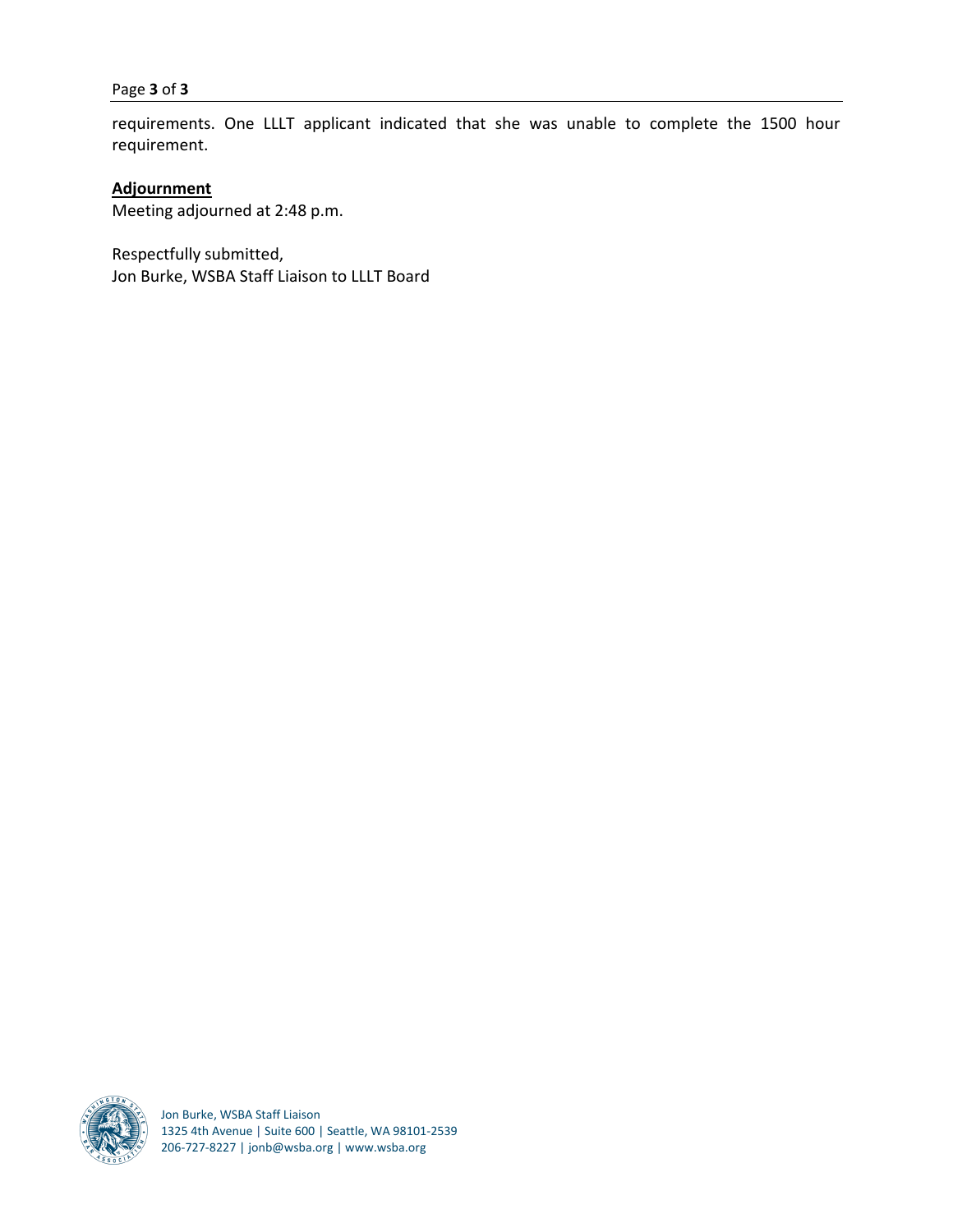requirements. One LLLT applicant indicated that she was unable to complete the 1500 hour requirement.

**Adjournment**

Meeting adjourned at 2:48 p.m.

Respectfully submitted,
Jon Burke, WSBA Staff Liaison to LLLT Board